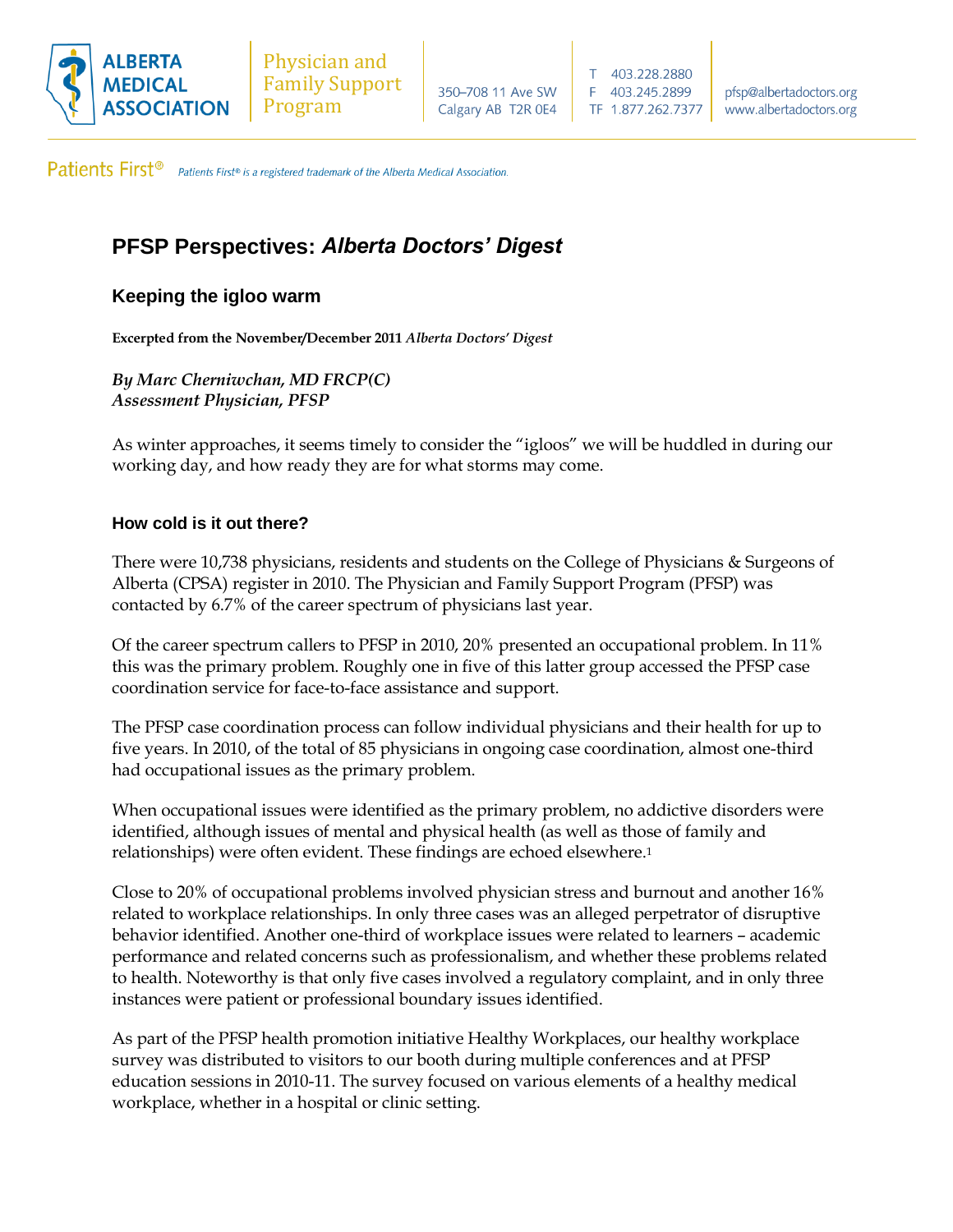ALBERTA MEDICAL ASSOCIATION

Physician and Family Support Program

350–708 11 Ave SW
Calgary AB T2R 0E4

T 403.228.2880
F 403.245.2899
TF 1.877.262.7377

pfsp@albertadoctors.org
www.albertadoctors.org

Patients First® — *Patients First® is a registered trademark of the Alberta Medical Association.*

# PFSP Perspectives: *Alberta Doctors' Digest*

## Keeping the igloo warm

**Excerpted from the November/December 2011 *Alberta Doctors' Digest***

***By Marc Cherniwchan, MD FRCP(C)***
***Assessment Physician, PFSP***

As winter approaches, it seems timely to consider the "igloos" we will be huddled in during our working day, and how ready they are for what storms may come.

### How cold is it out there?

There were 10,738 physicians, residents and students on the College of Physicians & Surgeons of Alberta (CPSA) register in 2010. The Physician and Family Support Program (PFSP) was contacted by 6.7% of the career spectrum of physicians last year.

Of the career spectrum callers to PFSP in 2010, 20% presented an occupational problem. In 11% this was the primary problem. Roughly one in five of this latter group accessed the PFSP case coordination service for face-to-face assistance and support.

The PFSP case coordination process can follow individual physicians and their health for up to five years. In 2010, of the total of 85 physicians in ongoing case coordination, almost one-third had occupational issues as the primary problem.

When occupational issues were identified as the primary problem, no addictive disorders were identified, although issues of mental and physical health (as well as those of family and relationships) were often evident. These findings are echoed elsewhere.[1]

Close to 20% of occupational problems involved physician stress and burnout and another 16% related to workplace relationships. In only three cases was an alleged perpetrator of disruptive behavior identified. Another one-third of workplace issues were related to learners – academic performance and related concerns such as professionalism, and whether these problems related to health. Noteworthy is that only five cases involved a regulatory complaint, and in only three instances were patient or professional boundary issues identified.

As part of the PFSP health promotion initiative Healthy Workplaces, our healthy workplace survey was distributed to visitors to our booth during multiple conferences and at PFSP education sessions in 2010-11. The survey focused on various elements of a healthy medical workplace, whether in a hospital or clinic setting.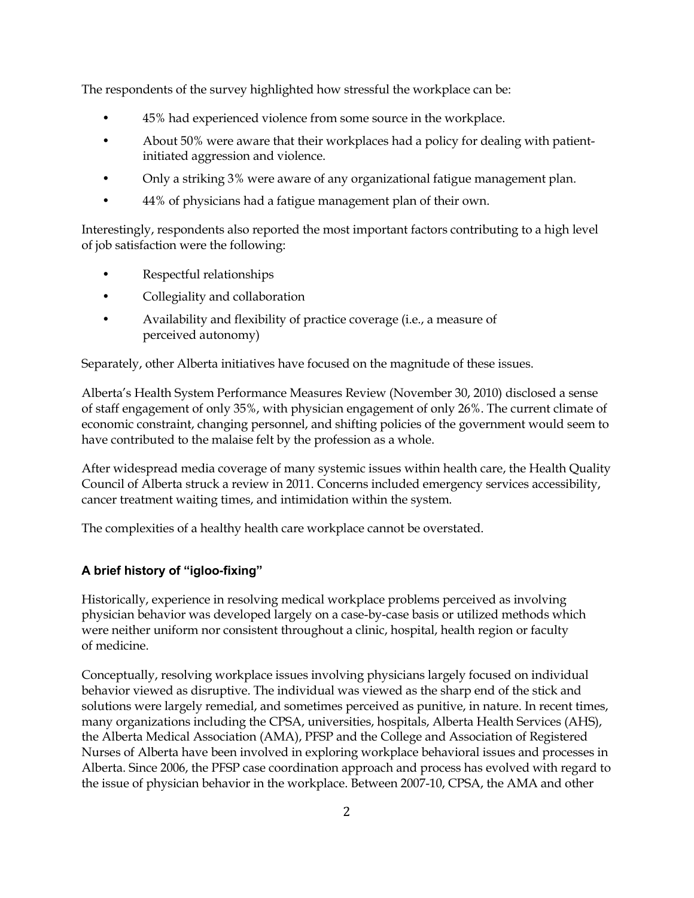The respondents of the survey highlighted how stressful the workplace can be:

- 45% had experienced violence from some source in the workplace.
- About 50% were aware that their workplaces had a policy for dealing with patient-initiated aggression and violence.
- Only a striking 3% were aware of any organizational fatigue management plan.
- 44% of physicians had a fatigue management plan of their own.

Interestingly, respondents also reported the most important factors contributing to a high level of job satisfaction were the following:

- Respectful relationships
- Collegiality and collaboration
- Availability and flexibility of practice coverage (i.e., a measure of perceived autonomy)

Separately, other Alberta initiatives have focused on the magnitude of these issues.

Alberta's Health System Performance Measures Review (November 30, 2010) disclosed a sense of staff engagement of only 35%, with physician engagement of only 26%. The current climate of economic constraint, changing personnel, and shifting policies of the government would seem to have contributed to the malaise felt by the profession as a whole.

After widespread media coverage of many systemic issues within health care, the Health Quality Council of Alberta struck a review in 2011. Concerns included emergency services accessibility, cancer treatment waiting times, and intimidation within the system.

The complexities of a healthy health care workplace cannot be overstated.

### A brief history of "igloo-fixing"

Historically, experience in resolving medical workplace problems perceived as involving physician behavior was developed largely on a case-by-case basis or utilized methods which were neither uniform nor consistent throughout a clinic, hospital, health region or faculty of medicine.

Conceptually, resolving workplace issues involving physicians largely focused on individual behavior viewed as disruptive. The individual was viewed as the sharp end of the stick and solutions were largely remedial, and sometimes perceived as punitive, in nature. In recent times, many organizations including the CPSA, universities, hospitals, Alberta Health Services (AHS), the Alberta Medical Association (AMA), PFSP and the College and Association of Registered Nurses of Alberta have been involved in exploring workplace behavioral issues and processes in Alberta. Since 2006, the PFSP case coordination approach and process has evolved with regard to the issue of physician behavior in the workplace. Between 2007-10, CPSA, the AMA and other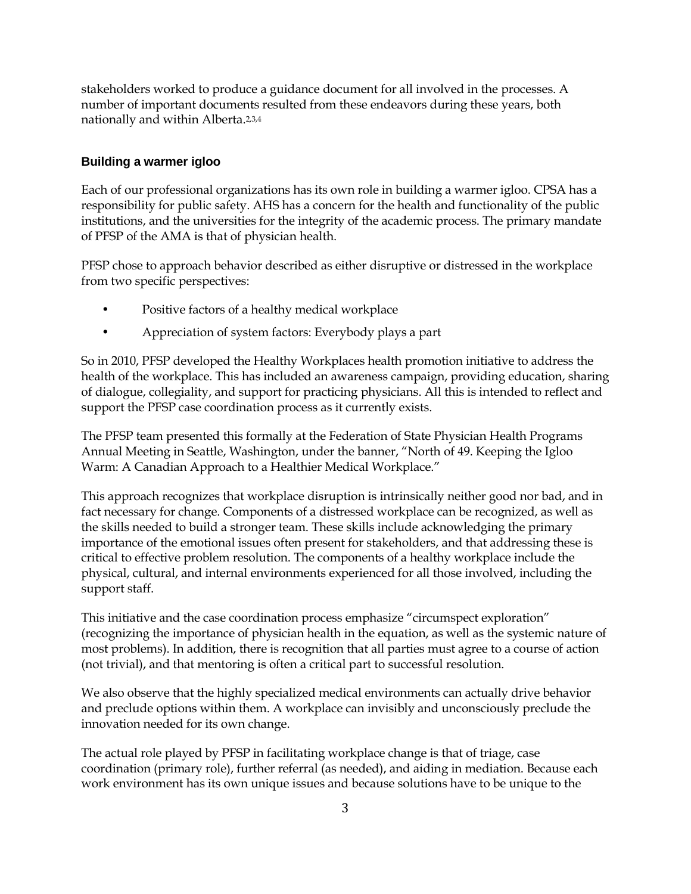stakeholders worked to produce a guidance document for all involved in the processes. A number of important documents resulted from these endeavors during these years, both nationally and within Alberta.[2,3,4]

### Building a warmer igloo

Each of our professional organizations has its own role in building a warmer igloo. CPSA has a responsibility for public safety. AHS has a concern for the health and functionality of the public institutions, and the universities for the integrity of the academic process. The primary mandate of PFSP of the AMA is that of physician health.

PFSP chose to approach behavior described as either disruptive or distressed in the workplace from two specific perspectives:

- Positive factors of a healthy medical workplace
- Appreciation of system factors: Everybody plays a part

So in 2010, PFSP developed the Healthy Workplaces health promotion initiative to address the health of the workplace. This has included an awareness campaign, providing education, sharing of dialogue, collegiality, and support for practicing physicians. All this is intended to reflect and support the PFSP case coordination process as it currently exists.

The PFSP team presented this formally at the Federation of State Physician Health Programs Annual Meeting in Seattle, Washington, under the banner, "North of 49. Keeping the Igloo Warm: A Canadian Approach to a Healthier Medical Workplace."

This approach recognizes that workplace disruption is intrinsically neither good nor bad, and in fact necessary for change. Components of a distressed workplace can be recognized, as well as the skills needed to build a stronger team. These skills include acknowledging the primary importance of the emotional issues often present for stakeholders, and that addressing these is critical to effective problem resolution. The components of a healthy workplace include the physical, cultural, and internal environments experienced for all those involved, including the support staff.

This initiative and the case coordination process emphasize "circumspect exploration" (recognizing the importance of physician health in the equation, as well as the systemic nature of most problems). In addition, there is recognition that all parties must agree to a course of action (not trivial), and that mentoring is often a critical part to successful resolution.

We also observe that the highly specialized medical environments can actually drive behavior and preclude options within them. A workplace can invisibly and unconsciously preclude the innovation needed for its own change.

The actual role played by PFSP in facilitating workplace change is that of triage, case coordination (primary role), further referral (as needed), and aiding in mediation. Because each work environment has its own unique issues and because solutions have to be unique to the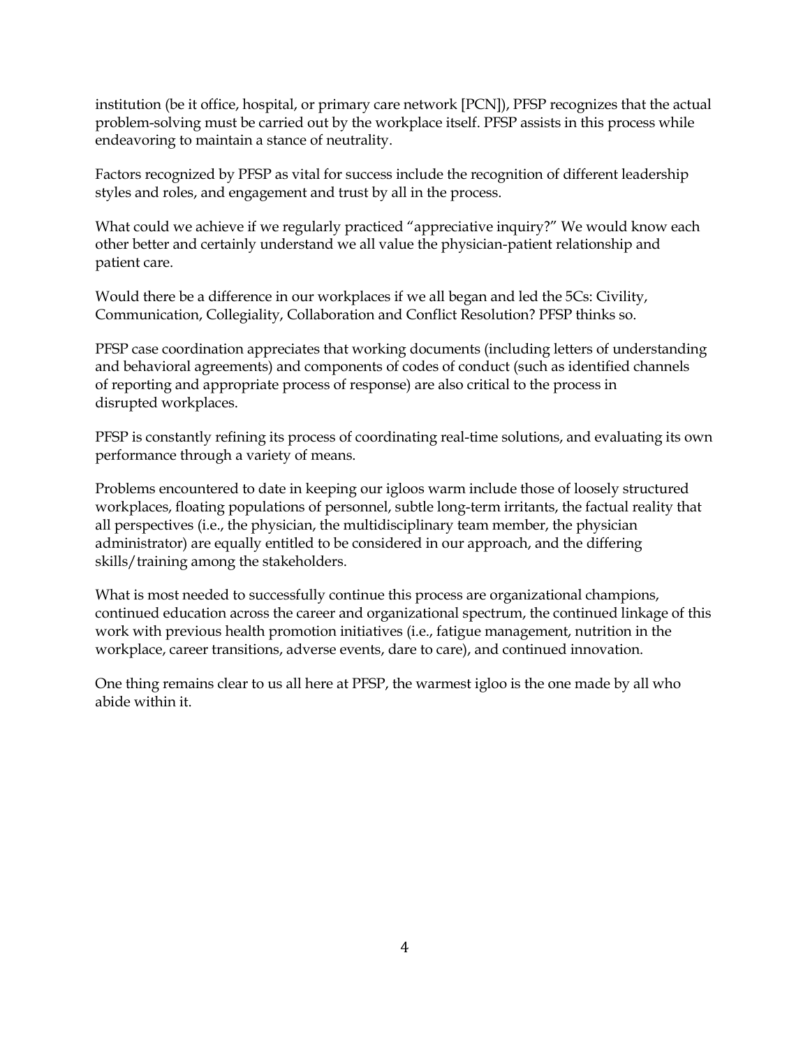institution (be it office, hospital, or primary care network [PCN]), PFSP recognizes that the actual problem-solving must be carried out by the workplace itself. PFSP assists in this process while endeavoring to maintain a stance of neutrality.

Factors recognized by PFSP as vital for success include the recognition of different leadership styles and roles, and engagement and trust by all in the process.

What could we achieve if we regularly practiced "appreciative inquiry?" We would know each other better and certainly understand we all value the physician-patient relationship and patient care.

Would there be a difference in our workplaces if we all began and led the 5Cs: Civility, Communication, Collegiality, Collaboration and Conflict Resolution? PFSP thinks so.

PFSP case coordination appreciates that working documents (including letters of understanding and behavioral agreements) and components of codes of conduct (such as identified channels of reporting and appropriate process of response) are also critical to the process in disrupted workplaces.

PFSP is constantly refining its process of coordinating real-time solutions, and evaluating its own performance through a variety of means.

Problems encountered to date in keeping our igloos warm include those of loosely structured workplaces, floating populations of personnel, subtle long-term irritants, the factual reality that all perspectives (i.e., the physician, the multidisciplinary team member, the physician administrator) are equally entitled to be considered in our approach, and the differing skills/training among the stakeholders.

What is most needed to successfully continue this process are organizational champions, continued education across the career and organizational spectrum, the continued linkage of this work with previous health promotion initiatives (i.e., fatigue management, nutrition in the workplace, career transitions, adverse events, dare to care), and continued innovation.

One thing remains clear to us all here at PFSP, the warmest igloo is the one made by all who abide within it.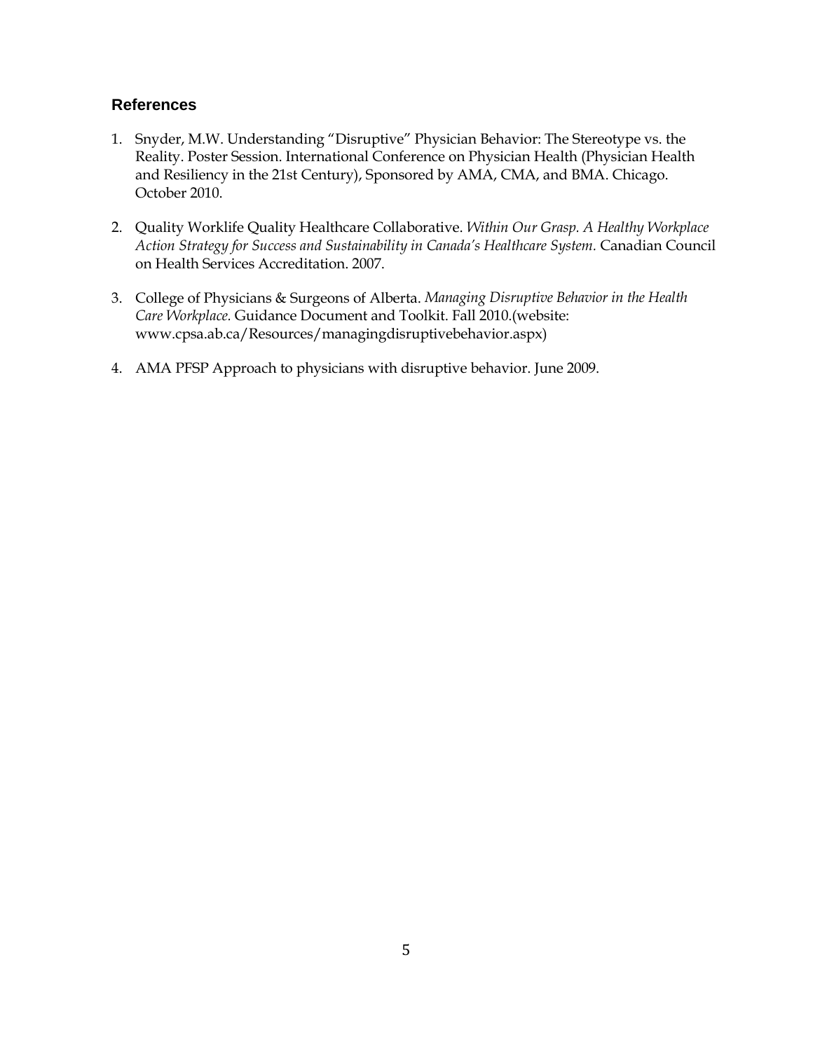## References

1. Snyder, M.W. Understanding "Disruptive" Physician Behavior: The Stereotype vs. the Reality. Poster Session. International Conference on Physician Health (Physician Health and Resiliency in the 21st Century), Sponsored by AMA, CMA, and BMA. Chicago. October 2010.

2. Quality Worklife Quality Healthcare Collaborative. *Within Our Grasp. A Healthy Workplace Action Strategy for Success and Sustainability in Canada's Healthcare System.* Canadian Council on Health Services Accreditation. 2007.

3. College of Physicians & Surgeons of Alberta. *Managing Disruptive Behavior in the Health Care Workplace.* Guidance Document and Toolkit. Fall 2010.(website: www.cpsa.ab.ca/Resources/managingdisruptivebehavior.aspx)

4. AMA PFSP Approach to physicians with disruptive behavior. June 2009.